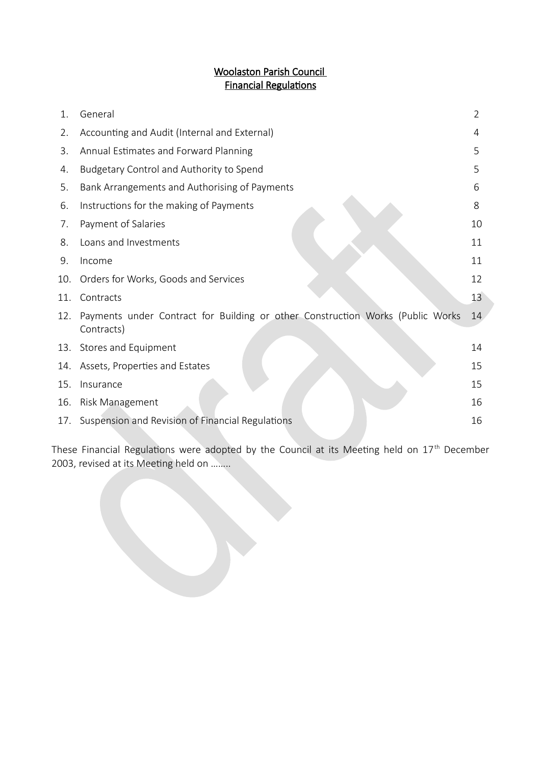# Woolaston Parish Council
## Financial Regulations

| | | |
|---|---|---|
| 1. | General | 2 |
| 2. | Accounting and Audit (Internal and External) | 4 |
| 3. | Annual Estimates and Forward Planning | 5 |
| 4. | Budgetary Control and Authority to Spend | 5 |
| 5. | Bank Arrangements and Authorising of Payments | 6 |
| 6. | Instructions for the making of Payments | 8 |
| 7. | Payment of Salaries | 10 |
| 8. | Loans and Investments | 11 |
| 9. | Income | 11 |
| 10. | Orders for Works, Goods and Services | 12 |
| 11. | Contracts | 13 |
| 12. | Payments under Contract for Building or other Construction Works (Public Works Contracts) | 14 |
| 13. | Stores and Equipment | 14 |
| 14. | Assets, Properties and Estates | 15 |
| 15. | Insurance | 15 |
| 16. | Risk Management | 16 |
| 17. | Suspension and Revision of Financial Regulations | 16 |

These Financial Regulations were adopted by the Council at its Meeting held on 17th December 2003, revised at its Meeting held on ……..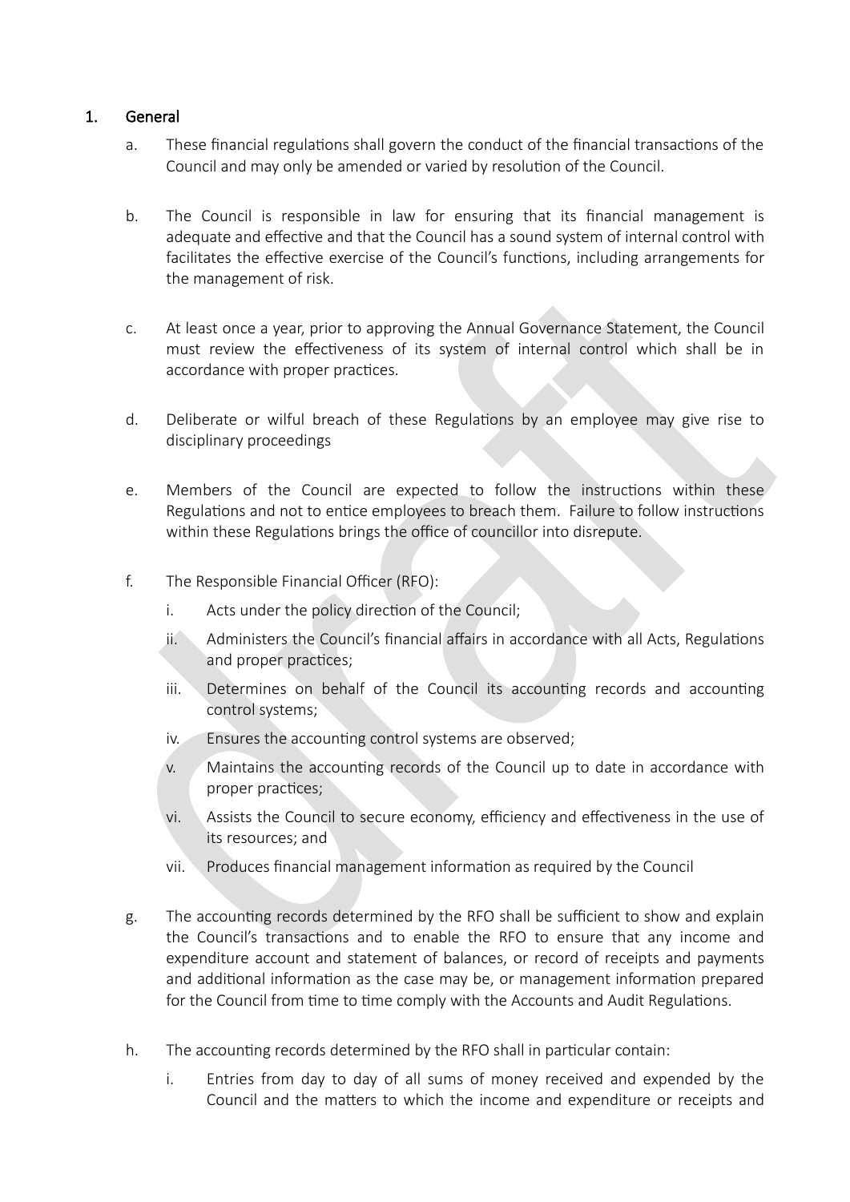## 1. General

a. These financial regulations shall govern the conduct of the financial transactions of the Council and may only be amended or varied by resolution of the Council.

b. The Council is responsible in law for ensuring that its financial management is adequate and effective and that the Council has a sound system of internal control with facilitates the effective exercise of the Council's functions, including arrangements for the management of risk.

c. At least once a year, prior to approving the Annual Governance Statement, the Council must review the effectiveness of its system of internal control which shall be in accordance with proper practices.

d. Deliberate or wilful breach of these Regulations by an employee may give rise to disciplinary proceedings

e. Members of the Council are expected to follow the instructions within these Regulations and not to entice employees to breach them. Failure to follow instructions within these Regulations brings the office of councillor into disrepute.

f. The Responsible Financial Officer (RFO):

   i. Acts under the policy direction of the Council;
   
   ii. Administers the Council's financial affairs in accordance with all Acts, Regulations and proper practices;
   
   iii. Determines on behalf of the Council its accounting records and accounting control systems;
   
   iv. Ensures the accounting control systems are observed;
   
   v. Maintains the accounting records of the Council up to date in accordance with proper practices;
   
   vi. Assists the Council to secure economy, efficiency and effectiveness in the use of its resources; and
   
   vii. Produces financial management information as required by the Council

g. The accounting records determined by the RFO shall be sufficient to show and explain the Council's transactions and to enable the RFO to ensure that any income and expenditure account and statement of balances, or record of receipts and payments and additional information as the case may be, or management information prepared for the Council from time to time comply with the Accounts and Audit Regulations.

h. The accounting records determined by the RFO shall in particular contain:

   i. Entries from day to day of all sums of money received and expended by the Council and the matters to which the income and expenditure or receipts and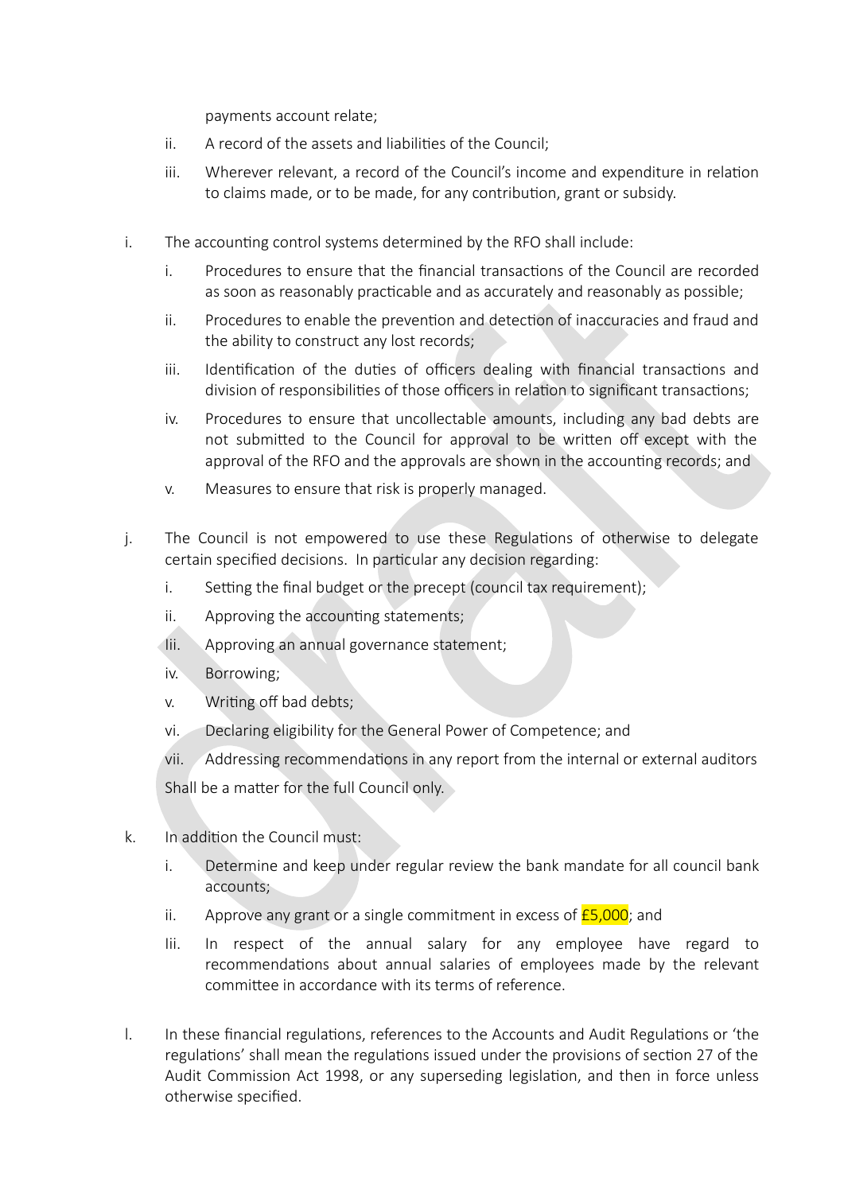payments account relate;

ii. A record of the assets and liabilities of the Council;

iii. Wherever relevant, a record of the Council's income and expenditure in relation to claims made, or to be made, for any contribution, grant or subsidy.

i. The accounting control systems determined by the RFO shall include:

  i. Procedures to ensure that the financial transactions of the Council are recorded as soon as reasonably practicable and as accurately and reasonably as possible;

  ii. Procedures to enable the prevention and detection of inaccuracies and fraud and the ability to construct any lost records;

  iii. Identification of the duties of officers dealing with financial transactions and division of responsibilities of those officers in relation to significant transactions;

  iv. Procedures to ensure that uncollectable amounts, including any bad debts are not submitted to the Council for approval to be written off except with the approval of the RFO and the approvals are shown in the accounting records; and

  v. Measures to ensure that risk is properly managed.

j. The Council is not empowered to use these Regulations of otherwise to delegate certain specified decisions. In particular any decision regarding:

  i. Setting the final budget or the precept (council tax requirement);

  ii. Approving the accounting statements;

  Iii. Approving an annual governance statement;

  iv. Borrowing;

  v. Writing off bad debts;

  vi. Declaring eligibility for the General Power of Competence; and

  vii. Addressing recommendations in any report from the internal or external auditors

  Shall be a matter for the full Council only.

k. In addition the Council must:

  i. Determine and keep under regular review the bank mandate for all council bank accounts;

  ii. Approve any grant or a single commitment in excess of £5,000; and

  Iii. In respect of the annual salary for any employee have regard to recommendations about annual salaries of employees made by the relevant committee in accordance with its terms of reference.

l. In these financial regulations, references to the Accounts and Audit Regulations or 'the regulations' shall mean the regulations issued under the provisions of section 27 of the Audit Commission Act 1998, or any superseding legislation, and then in force unless otherwise specified.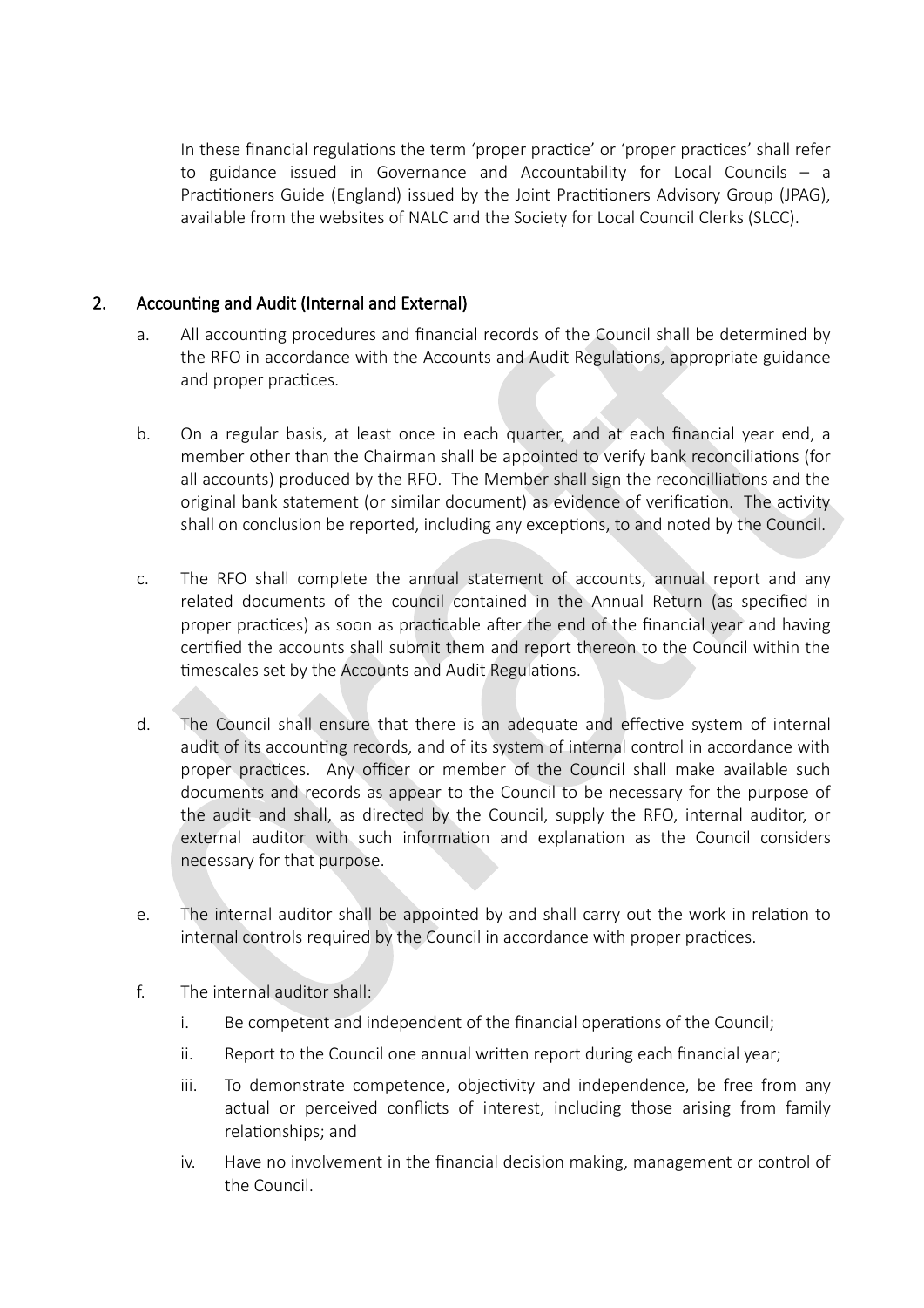In these financial regulations the term 'proper practice' or 'proper practices' shall refer to guidance issued in Governance and Accountability for Local Councils – a Practitioners Guide (England) issued by the Joint Practitioners Advisory Group (JPAG), available from the websites of NALC and the Society for Local Council Clerks (SLCC).

## 2. Accounting and Audit (Internal and External)

a. All accounting procedures and financial records of the Council shall be determined by the RFO in accordance with the Accounts and Audit Regulations, appropriate guidance and proper practices.

b. On a regular basis, at least once in each quarter, and at each financial year end, a member other than the Chairman shall be appointed to verify bank reconciliations (for all accounts) produced by the RFO. The Member shall sign the reconcilliations and the original bank statement (or similar document) as evidence of verification. The activity shall on conclusion be reported, including any exceptions, to and noted by the Council.

c. The RFO shall complete the annual statement of accounts, annual report and any related documents of the council contained in the Annual Return (as specified in proper practices) as soon as practicable after the end of the financial year and having certified the accounts shall submit them and report thereon to the Council within the timescales set by the Accounts and Audit Regulations.

d. The Council shall ensure that there is an adequate and effective system of internal audit of its accounting records, and of its system of internal control in accordance with proper practices. Any officer or member of the Council shall make available such documents and records as appear to the Council to be necessary for the purpose of the audit and shall, as directed by the Council, supply the RFO, internal auditor, or external auditor with such information and explanation as the Council considers necessary for that purpose.

e. The internal auditor shall be appointed by and shall carry out the work in relation to internal controls required by the Council in accordance with proper practices.

f. The internal auditor shall:

   i. Be competent and independent of the financial operations of the Council;

   ii. Report to the Council one annual written report during each financial year;

   iii. To demonstrate competence, objectivity and independence, be free from any actual or perceived conflicts of interest, including those arising from family relationships; and

   iv. Have no involvement in the financial decision making, management or control of the Council.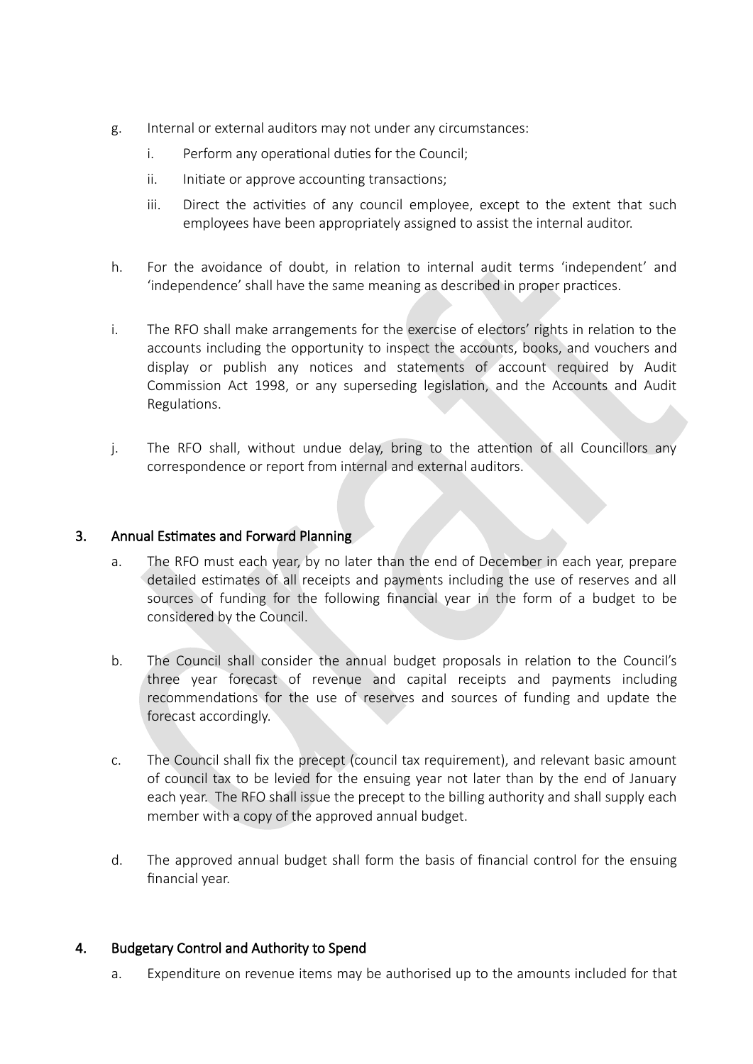g. Internal or external auditors may not under any circumstances:

   i. Perform any operational duties for the Council;

   ii. Initiate or approve accounting transactions;

   iii. Direct the activities of any council employee, except to the extent that such employees have been appropriately assigned to assist the internal auditor.

h. For the avoidance of doubt, in relation to internal audit terms 'independent' and 'independence' shall have the same meaning as described in proper practices.

i. The RFO shall make arrangements for the exercise of electors' rights in relation to the accounts including the opportunity to inspect the accounts, books, and vouchers and display or publish any notices and statements of account required by Audit Commission Act 1998, or any superseding legislation, and the Accounts and Audit Regulations.

j. The RFO shall, without undue delay, bring to the attention of all Councillors any correspondence or report from internal and external auditors.

## 3. Annual Estimates and Forward Planning

a. The RFO must each year, by no later than the end of December in each year, prepare detailed estimates of all receipts and payments including the use of reserves and all sources of funding for the following financial year in the form of a budget to be considered by the Council.

b. The Council shall consider the annual budget proposals in relation to the Council's three year forecast of revenue and capital receipts and payments including recommendations for the use of reserves and sources of funding and update the forecast accordingly.

c. The Council shall fix the precept (council tax requirement), and relevant basic amount of council tax to be levied for the ensuing year not later than by the end of January each year. The RFO shall issue the precept to the billing authority and shall supply each member with a copy of the approved annual budget.

d. The approved annual budget shall form the basis of financial control for the ensuing financial year.

## 4. Budgetary Control and Authority to Spend

a. Expenditure on revenue items may be authorised up to the amounts included for that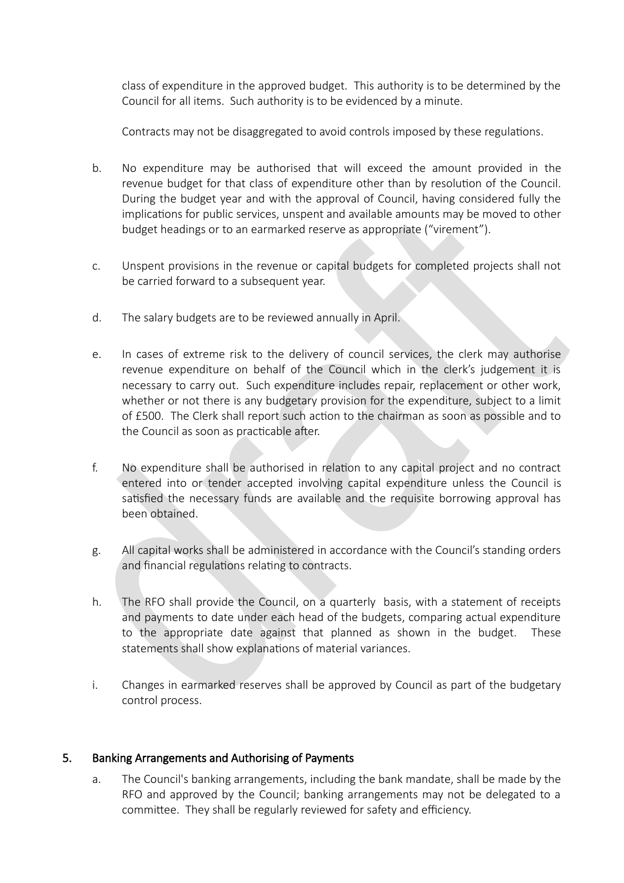class of expenditure in the approved budget. This authority is to be determined by the Council for all items. Such authority is to be evidenced by a minute.

Contracts may not be disaggregated to avoid controls imposed by these regulations.

b. No expenditure may be authorised that will exceed the amount provided in the revenue budget for that class of expenditure other than by resolution of the Council. During the budget year and with the approval of Council, having considered fully the implications for public services, unspent and available amounts may be moved to other budget headings or to an earmarked reserve as appropriate ("virement").

c. Unspent provisions in the revenue or capital budgets for completed projects shall not be carried forward to a subsequent year.

d. The salary budgets are to be reviewed annually in April.

e. In cases of extreme risk to the delivery of council services, the clerk may authorise revenue expenditure on behalf of the Council which in the clerk's judgement it is necessary to carry out. Such expenditure includes repair, replacement or other work, whether or not there is any budgetary provision for the expenditure, subject to a limit of £500. The Clerk shall report such action to the chairman as soon as possible and to the Council as soon as practicable after.

f. No expenditure shall be authorised in relation to any capital project and no contract entered into or tender accepted involving capital expenditure unless the Council is satisfied the necessary funds are available and the requisite borrowing approval has been obtained.

g. All capital works shall be administered in accordance with the Council's standing orders and financial regulations relating to contracts.

h. The RFO shall provide the Council, on a quarterly basis, with a statement of receipts and payments to date under each head of the budgets, comparing actual expenditure to the appropriate date against that planned as shown in the budget. These statements shall show explanations of material variances.

i. Changes in earmarked reserves shall be approved by Council as part of the budgetary control process.

## 5. Banking Arrangements and Authorising of Payments

a. The Council's banking arrangements, including the bank mandate, shall be made by the RFO and approved by the Council; banking arrangements may not be delegated to a committee. They shall be regularly reviewed for safety and efficiency.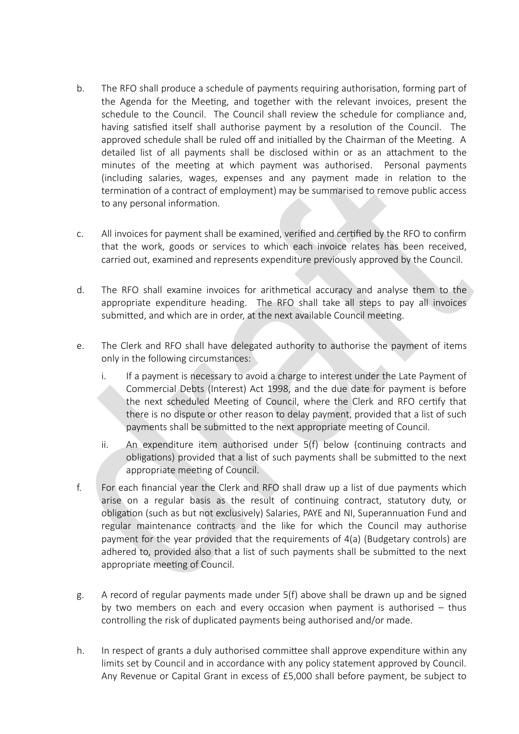b. The RFO shall produce a schedule of payments requiring authorisation, forming part of the Agenda for the Meeting, and together with the relevant invoices, present the schedule to the Council. The Council shall review the schedule for compliance and, having satisfied itself shall authorise payment by a resolution of the Council. The approved schedule shall be ruled off and initialled by the Chairman of the Meeting. A detailed list of all payments shall be disclosed within or as an attachment to the minutes of the meeting at which payment was authorised. Personal payments (including salaries, wages, expenses and any payment made in relation to the termination of a contract of employment) may be summarised to remove public access to any personal information.

c. All invoices for payment shall be examined, verified and certified by the RFO to confirm that the work, goods or services to which each invoice relates has been received, carried out, examined and represents expenditure previously approved by the Council.

d. The RFO shall examine invoices for arithmetical accuracy and analyse them to the appropriate expenditure heading. The RFO shall take all steps to pay all invoices submitted, and which are in order, at the next available Council meeting.

e. The Clerk and RFO shall have delegated authority to authorise the payment of items only in the following circumstances:

    i. If a payment is necessary to avoid a charge to interest under the Late Payment of Commercial Debts (Interest) Act 1998, and the due date for payment is before the next scheduled Meeting of Council, where the Clerk and RFO certify that there is no dispute or other reason to delay payment, provided that a list of such payments shall be submitted to the next appropriate meeting of Council.

    ii. An expenditure item authorised under 5(f) below (continuing contracts and obligations) provided that a list of such payments shall be submitted to the next appropriate meeting of Council.

f. For each financial year the Clerk and RFO shall draw up a list of due payments which arise on a regular basis as the result of continuing contract, statutory duty, or obligation (such as but not exclusively) Salaries, PAYE and NI, Superannuation Fund and regular maintenance contracts and the like for which the Council may authorise payment for the year provided that the requirements of 4(a) (Budgetary controls) are adhered to, provided also that a list of such payments shall be submitted to the next appropriate meeting of Council.

g. A record of regular payments made under 5(f) above shall be drawn up and be signed by two members on each and every occasion when payment is authorised – thus controlling the risk of duplicated payments being authorised and/or made.

h. In respect of grants a duly authorised committee shall approve expenditure within any limits set by Council and in accordance with any policy statement approved by Council. Any Revenue or Capital Grant in excess of £5,000 shall before payment, be subject to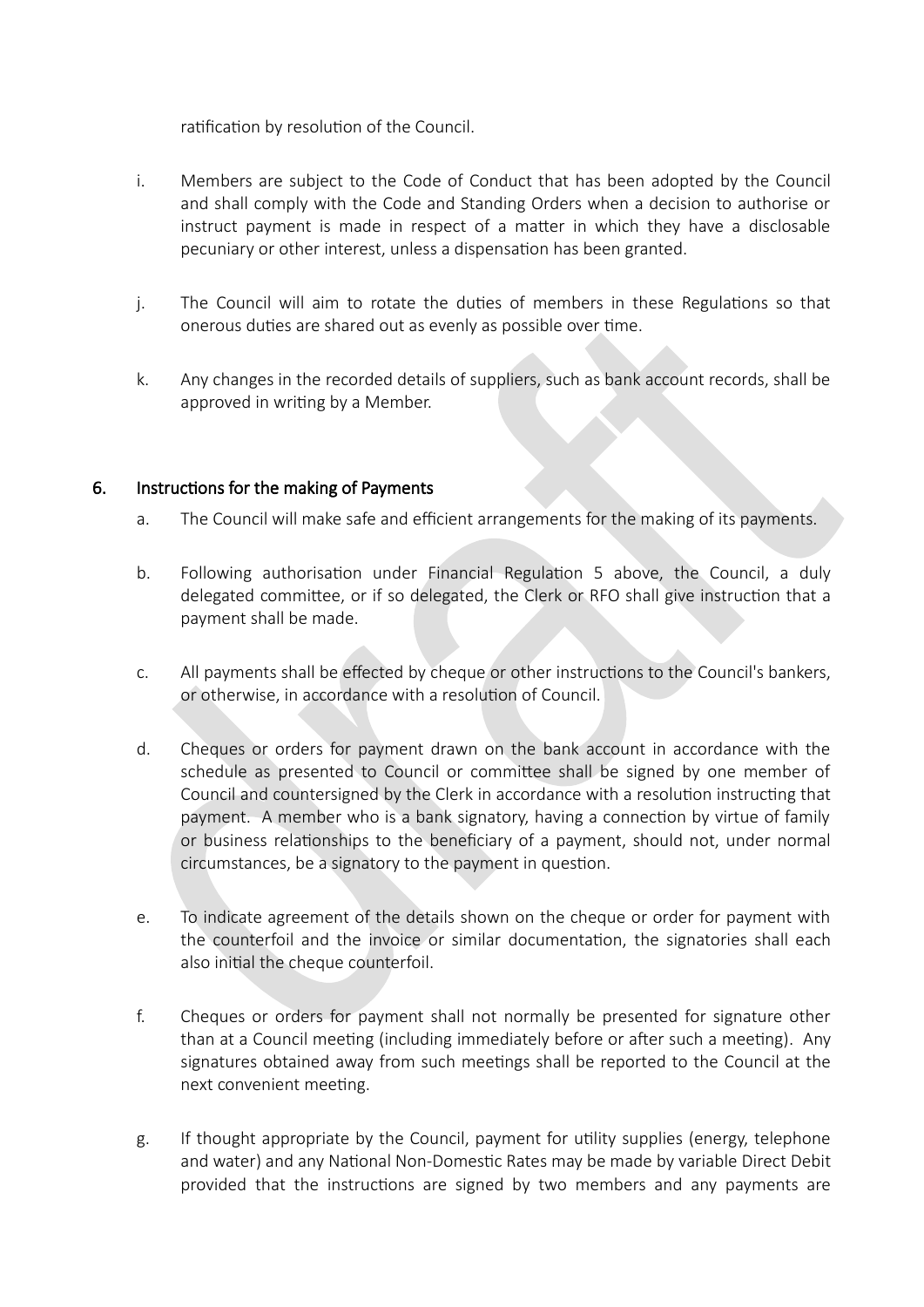ratification by resolution of the Council.

i. Members are subject to the Code of Conduct that has been adopted by the Council and shall comply with the Code and Standing Orders when a decision to authorise or instruct payment is made in respect of a matter in which they have a disclosable pecuniary or other interest, unless a dispensation has been granted.

j. The Council will aim to rotate the duties of members in these Regulations so that onerous duties are shared out as evenly as possible over time.

k. Any changes in the recorded details of suppliers, such as bank account records, shall be approved in writing by a Member.

## 6. Instructions for the making of Payments

a. The Council will make safe and efficient arrangements for the making of its payments.

b. Following authorisation under Financial Regulation 5 above, the Council, a duly delegated committee, or if so delegated, the Clerk or RFO shall give instruction that a payment shall be made.

c. All payments shall be effected by cheque or other instructions to the Council's bankers, or otherwise, in accordance with a resolution of Council.

d. Cheques or orders for payment drawn on the bank account in accordance with the schedule as presented to Council or committee shall be signed by one member of Council and countersigned by the Clerk in accordance with a resolution instructing that payment. A member who is a bank signatory, having a connection by virtue of family or business relationships to the beneficiary of a payment, should not, under normal circumstances, be a signatory to the payment in question.

e. To indicate agreement of the details shown on the cheque or order for payment with the counterfoil and the invoice or similar documentation, the signatories shall each also initial the cheque counterfoil.

f. Cheques or orders for payment shall not normally be presented for signature other than at a Council meeting (including immediately before or after such a meeting). Any signatures obtained away from such meetings shall be reported to the Council at the next convenient meeting.

g. If thought appropriate by the Council, payment for utility supplies (energy, telephone and water) and any National Non-Domestic Rates may be made by variable Direct Debit provided that the instructions are signed by two members and any payments are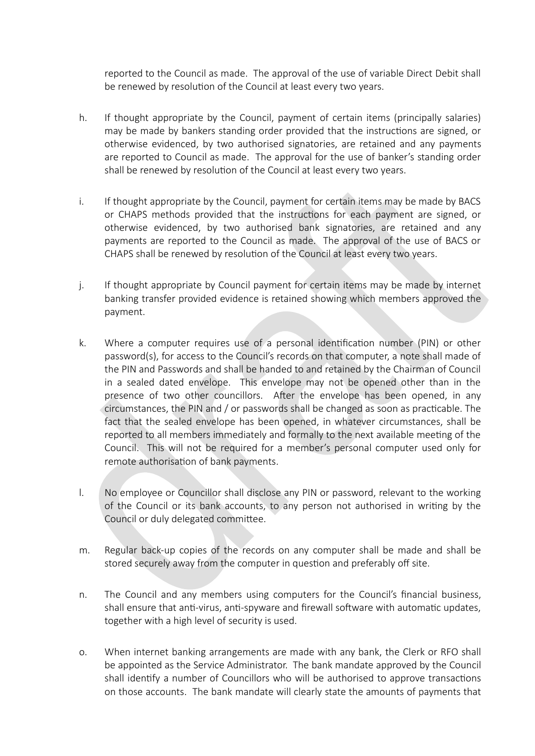reported to the Council as made. The approval of the use of variable Direct Debit shall be renewed by resolution of the Council at least every two years.

h. If thought appropriate by the Council, payment of certain items (principally salaries) may be made by bankers standing order provided that the instructions are signed, or otherwise evidenced, by two authorised signatories, are retained and any payments are reported to Council as made. The approval for the use of banker's standing order shall be renewed by resolution of the Council at least every two years.

i. If thought appropriate by the Council, payment for certain items may be made by BACS or CHAPS methods provided that the instructions for each payment are signed, or otherwise evidenced, by two authorised bank signatories, are retained and any payments are reported to the Council as made. The approval of the use of BACS or CHAPS shall be renewed by resolution of the Council at least every two years.

j. If thought appropriate by Council payment for certain items may be made by internet banking transfer provided evidence is retained showing which members approved the payment.

k. Where a computer requires use of a personal identification number (PIN) or other password(s), for access to the Council's records on that computer, a note shall made of the PIN and Passwords and shall be handed to and retained by the Chairman of Council in a sealed dated envelope. This envelope may not be opened other than in the presence of two other councillors. After the envelope has been opened, in any circumstances, the PIN and / or passwords shall be changed as soon as practicable. The fact that the sealed envelope has been opened, in whatever circumstances, shall be reported to all members immediately and formally to the next available meeting of the Council. This will not be required for a member's personal computer used only for remote authorisation of bank payments.

l. No employee or Councillor shall disclose any PIN or password, relevant to the working of the Council or its bank accounts, to any person not authorised in writing by the Council or duly delegated committee.

m. Regular back-up copies of the records on any computer shall be made and shall be stored securely away from the computer in question and preferably off site.

n. The Council and any members using computers for the Council's financial business, shall ensure that anti-virus, anti-spyware and firewall software with automatic updates, together with a high level of security is used.

o. When internet banking arrangements are made with any bank, the Clerk or RFO shall be appointed as the Service Administrator. The bank mandate approved by the Council shall identify a number of Councillors who will be authorised to approve transactions on those accounts. The bank mandate will clearly state the amounts of payments that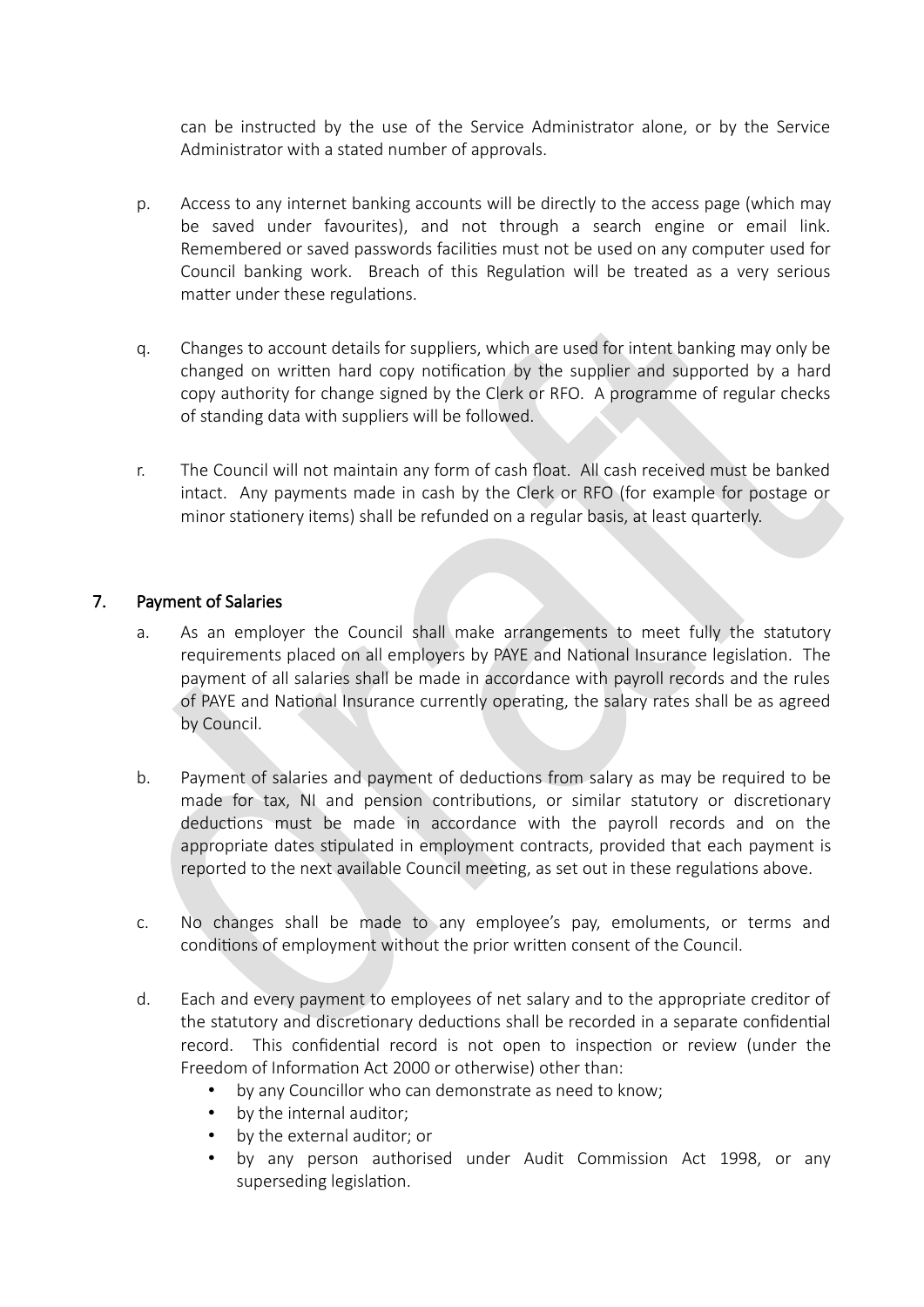can be instructed by the use of the Service Administrator alone, or by the Service Administrator with a stated number of approvals.

p. Access to any internet banking accounts will be directly to the access page (which may be saved under favourites), and not through a search engine or email link. Remembered or saved passwords facilities must not be used on any computer used for Council banking work. Breach of this Regulation will be treated as a very serious matter under these regulations.

q. Changes to account details for suppliers, which are used for intent banking may only be changed on written hard copy notification by the supplier and supported by a hard copy authority for change signed by the Clerk or RFO. A programme of regular checks of standing data with suppliers will be followed.

r. The Council will not maintain any form of cash float. All cash received must be banked intact. Any payments made in cash by the Clerk or RFO (for example for postage or minor stationery items) shall be refunded on a regular basis, at least quarterly.

## 7. Payment of Salaries

a. As an employer the Council shall make arrangements to meet fully the statutory requirements placed on all employers by PAYE and National Insurance legislation. The payment of all salaries shall be made in accordance with payroll records and the rules of PAYE and National Insurance currently operating, the salary rates shall be as agreed by Council.

b. Payment of salaries and payment of deductions from salary as may be required to be made for tax, NI and pension contributions, or similar statutory or discretionary deductions must be made in accordance with the payroll records and on the appropriate dates stipulated in employment contracts, provided that each payment is reported to the next available Council meeting, as set out in these regulations above.

c. No changes shall be made to any employee's pay, emoluments, or terms and conditions of employment without the prior written consent of the Council.

d. Each and every payment to employees of net salary and to the appropriate creditor of the statutory and discretionary deductions shall be recorded in a separate confidential record. This confidential record is not open to inspection or review (under the Freedom of Information Act 2000 or otherwise) other than:
   - by any Councillor who can demonstrate as need to know;
   - by the internal auditor;
   - by the external auditor; or
   - by any person authorised under Audit Commission Act 1998, or any superseding legislation.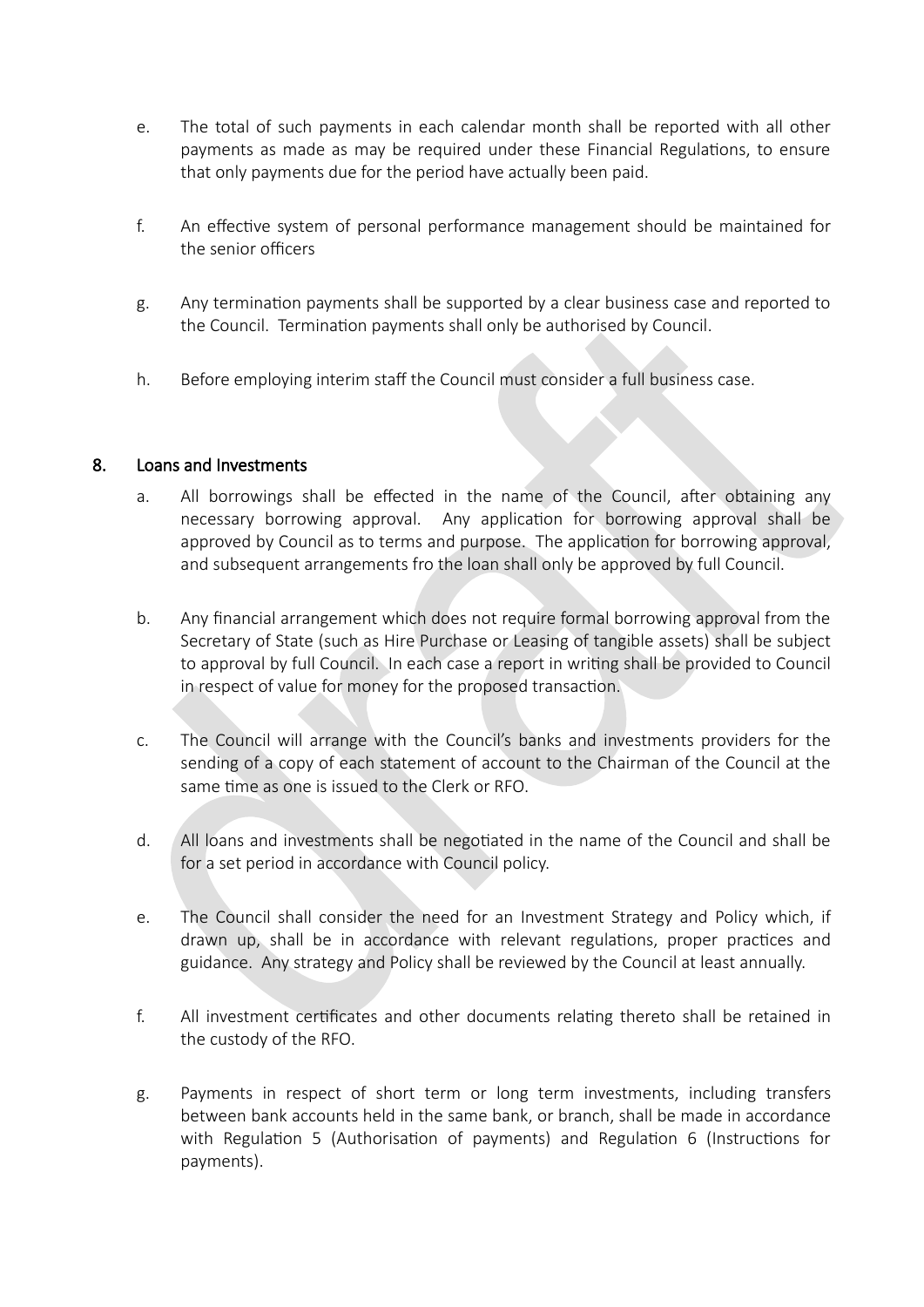e. The total of such payments in each calendar month shall be reported with all other payments as made as may be required under these Financial Regulations, to ensure that only payments due for the period have actually been paid.

f. An effective system of personal performance management should be maintained for the senior officers

g. Any termination payments shall be supported by a clear business case and reported to the Council. Termination payments shall only be authorised by Council.

h. Before employing interim staff the Council must consider a full business case.

## 8. Loans and Investments

a. All borrowings shall be effected in the name of the Council, after obtaining any necessary borrowing approval. Any application for borrowing approval shall be approved by Council as to terms and purpose. The application for borrowing approval, and subsequent arrangements fro the loan shall only be approved by full Council.

b. Any financial arrangement which does not require formal borrowing approval from the Secretary of State (such as Hire Purchase or Leasing of tangible assets) shall be subject to approval by full Council. In each case a report in writing shall be provided to Council in respect of value for money for the proposed transaction.

c. The Council will arrange with the Council's banks and investments providers for the sending of a copy of each statement of account to the Chairman of the Council at the same time as one is issued to the Clerk or RFO.

d. All loans and investments shall be negotiated in the name of the Council and shall be for a set period in accordance with Council policy.

e. The Council shall consider the need for an Investment Strategy and Policy which, if drawn up, shall be in accordance with relevant regulations, proper practices and guidance. Any strategy and Policy shall be reviewed by the Council at least annually.

f. All investment certificates and other documents relating thereto shall be retained in the custody of the RFO.

g. Payments in respect of short term or long term investments, including transfers between bank accounts held in the same bank, or branch, shall be made in accordance with Regulation 5 (Authorisation of payments) and Regulation 6 (Instructions for payments).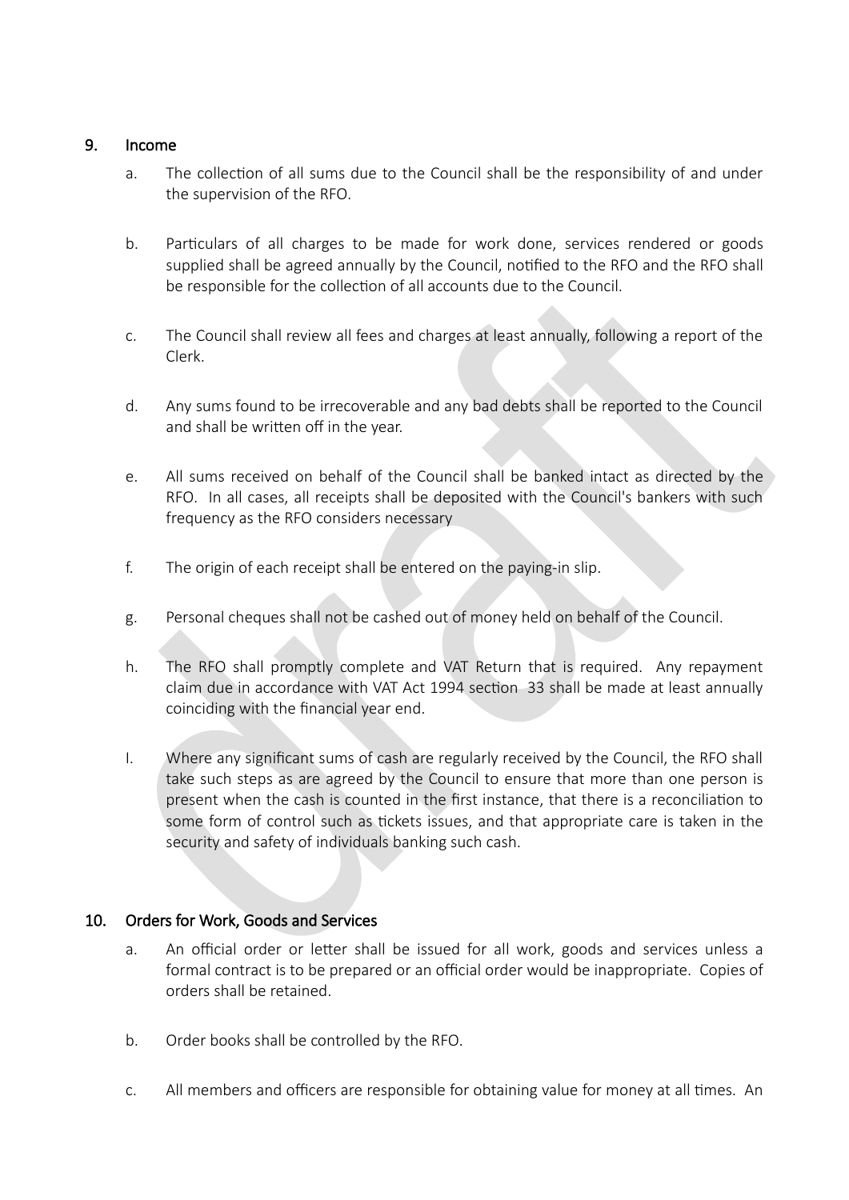## 9. Income

a. The collection of all sums due to the Council shall be the responsibility of and under the supervision of the RFO.

b. Particulars of all charges to be made for work done, services rendered or goods supplied shall be agreed annually by the Council, notified to the RFO and the RFO shall be responsible for the collection of all accounts due to the Council.

c. The Council shall review all fees and charges at least annually, following a report of the Clerk.

d. Any sums found to be irrecoverable and any bad debts shall be reported to the Council and shall be written off in the year.

e. All sums received on behalf of the Council shall be banked intact as directed by the RFO. In all cases, all receipts shall be deposited with the Council's bankers with such frequency as the RFO considers necessary

f. The origin of each receipt shall be entered on the paying-in slip.

g. Personal cheques shall not be cashed out of money held on behalf of the Council.

h. The RFO shall promptly complete and VAT Return that is required. Any repayment claim due in accordance with VAT Act 1994 section 33 shall be made at least annually coinciding with the financial year end.

I. Where any significant sums of cash are regularly received by the Council, the RFO shall take such steps as are agreed by the Council to ensure that more than one person is present when the cash is counted in the first instance, that there is a reconciliation to some form of control such as tickets issues, and that appropriate care is taken in the security and safety of individuals banking such cash.

## 10. Orders for Work, Goods and Services

a. An official order or letter shall be issued for all work, goods and services unless a formal contract is to be prepared or an official order would be inappropriate. Copies of orders shall be retained.

b. Order books shall be controlled by the RFO.

c. All members and officers are responsible for obtaining value for money at all times. An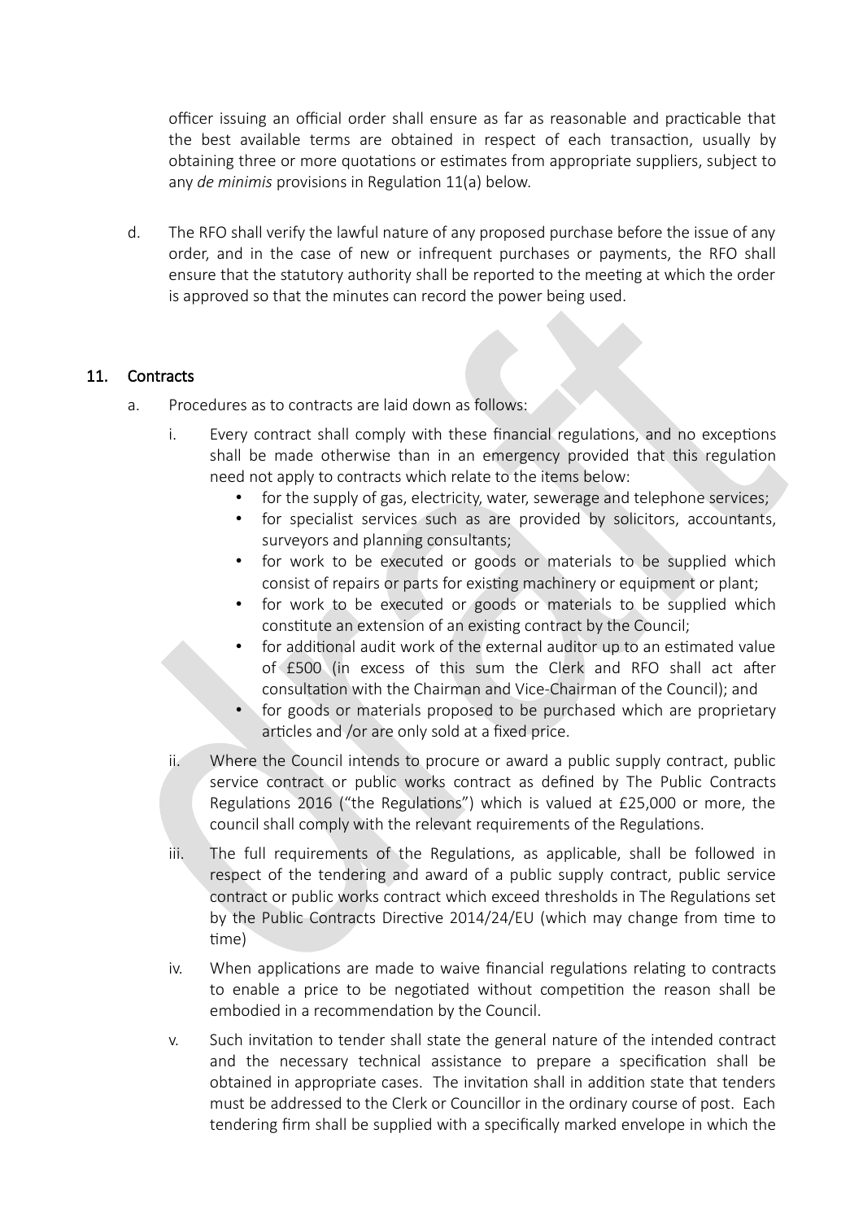officer issuing an official order shall ensure as far as reasonable and practicable that the best available terms are obtained in respect of each transaction, usually by obtaining three or more quotations or estimates from appropriate suppliers, subject to any *de minimis* provisions in Regulation 11(a) below.

d. The RFO shall verify the lawful nature of any proposed purchase before the issue of any order, and in the case of new or infrequent purchases or payments, the RFO shall ensure that the statutory authority shall be reported to the meeting at which the order is approved so that the minutes can record the power being used.

## 11. Contracts

a. Procedures as to contracts are laid down as follows:

   i. Every contract shall comply with these financial regulations, and no exceptions shall be made otherwise than in an emergency provided that this regulation need not apply to contracts which relate to the items below:
      - for the supply of gas, electricity, water, sewerage and telephone services;
      - for specialist services such as are provided by solicitors, accountants, surveyors and planning consultants;
      - for work to be executed or goods or materials to be supplied which consist of repairs or parts for existing machinery or equipment or plant;
      - for work to be executed or goods or materials to be supplied which constitute an extension of an existing contract by the Council;
      - for additional audit work of the external auditor up to an estimated value of £500 (in excess of this sum the Clerk and RFO shall act after consultation with the Chairman and Vice-Chairman of the Council); and
      - for goods or materials proposed to be purchased which are proprietary articles and /or are only sold at a fixed price.

   ii. Where the Council intends to procure or award a public supply contract, public service contract or public works contract as defined by The Public Contracts Regulations 2016 ("the Regulations") which is valued at £25,000 or more, the council shall comply with the relevant requirements of the Regulations.

   iii. The full requirements of the Regulations, as applicable, shall be followed in respect of the tendering and award of a public supply contract, public service contract or public works contract which exceed thresholds in The Regulations set by the Public Contracts Directive 2014/24/EU (which may change from time to time)

   iv. When applications are made to waive financial regulations relating to contracts to enable a price to be negotiated without competition the reason shall be embodied in a recommendation by the Council.

   v. Such invitation to tender shall state the general nature of the intended contract and the necessary technical assistance to prepare a specification shall be obtained in appropriate cases. The invitation shall in addition state that tenders must be addressed to the Clerk or Councillor in the ordinary course of post. Each tendering firm shall be supplied with a specifically marked envelope in which the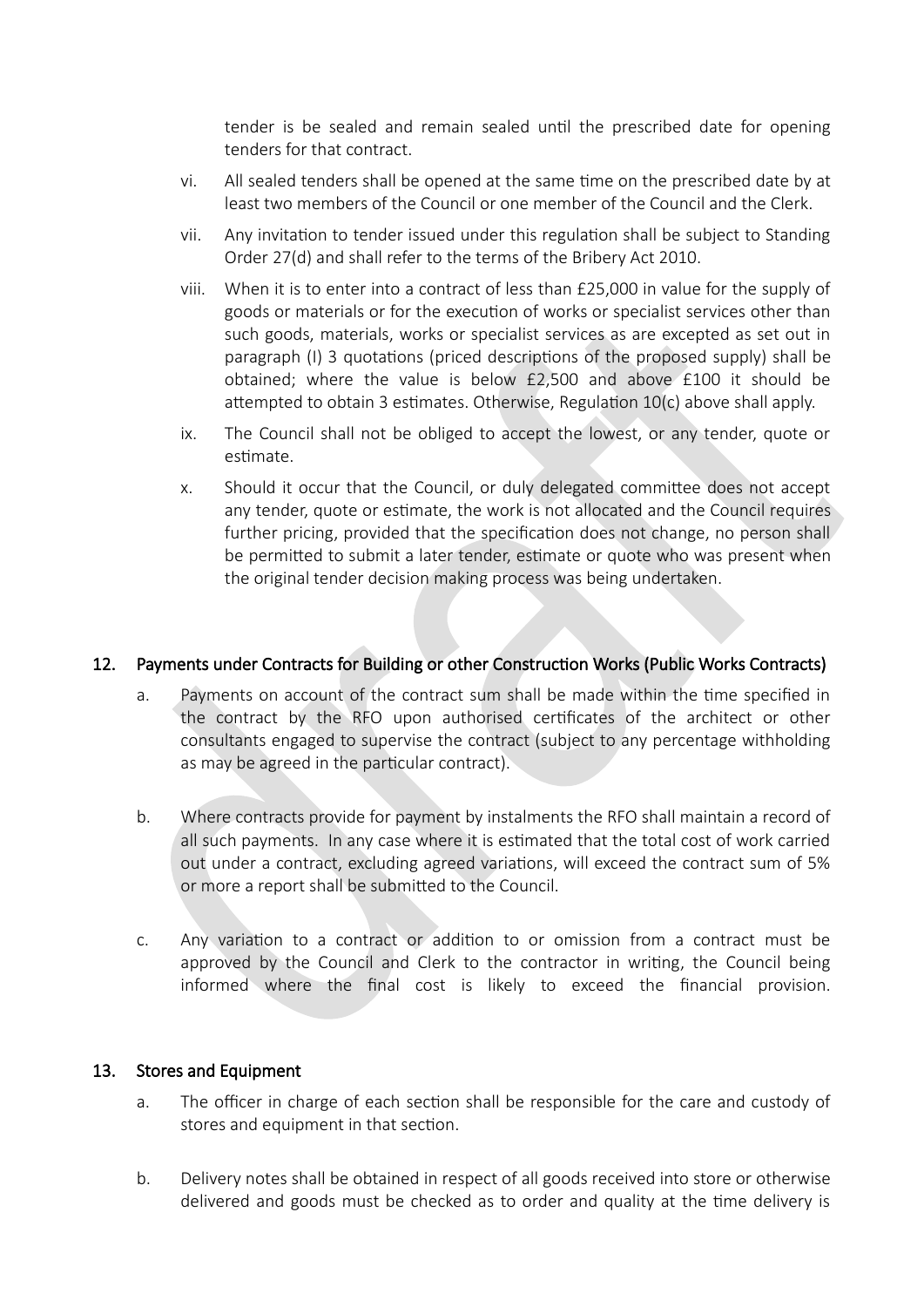tender is be sealed and remain sealed until the prescribed date for opening tenders for that contract.

vi. All sealed tenders shall be opened at the same time on the prescribed date by at least two members of the Council or one member of the Council and the Clerk.

vii. Any invitation to tender issued under this regulation shall be subject to Standing Order 27(d) and shall refer to the terms of the Bribery Act 2010.

viii. When it is to enter into a contract of less than £25,000 in value for the supply of goods or materials or for the execution of works or specialist services other than such goods, materials, works or specialist services as are excepted as set out in paragraph (I) 3 quotations (priced descriptions of the proposed supply) shall be obtained; where the value is below £2,500 and above £100 it should be attempted to obtain 3 estimates. Otherwise, Regulation 10(c) above shall apply.

ix. The Council shall not be obliged to accept the lowest, or any tender, quote or estimate.

x. Should it occur that the Council, or duly delegated committee does not accept any tender, quote or estimate, the work is not allocated and the Council requires further pricing, provided that the specification does not change, no person shall be permitted to submit a later tender, estimate or quote who was present when the original tender decision making process was being undertaken.

## 12. Payments under Contracts for Building or other Construction Works (Public Works Contracts)

a. Payments on account of the contract sum shall be made within the time specified in the contract by the RFO upon authorised certificates of the architect or other consultants engaged to supervise the contract (subject to any percentage withholding as may be agreed in the particular contract).

b. Where contracts provide for payment by instalments the RFO shall maintain a record of all such payments. In any case where it is estimated that the total cost of work carried out under a contract, excluding agreed variations, will exceed the contract sum of 5% or more a report shall be submitted to the Council.

c. Any variation to a contract or addition to or omission from a contract must be approved by the Council and Clerk to the contractor in writing, the Council being informed where the final cost is likely to exceed the financial provision.

## 13. Stores and Equipment

a. The officer in charge of each section shall be responsible for the care and custody of stores and equipment in that section.

b. Delivery notes shall be obtained in respect of all goods received into store or otherwise delivered and goods must be checked as to order and quality at the time delivery is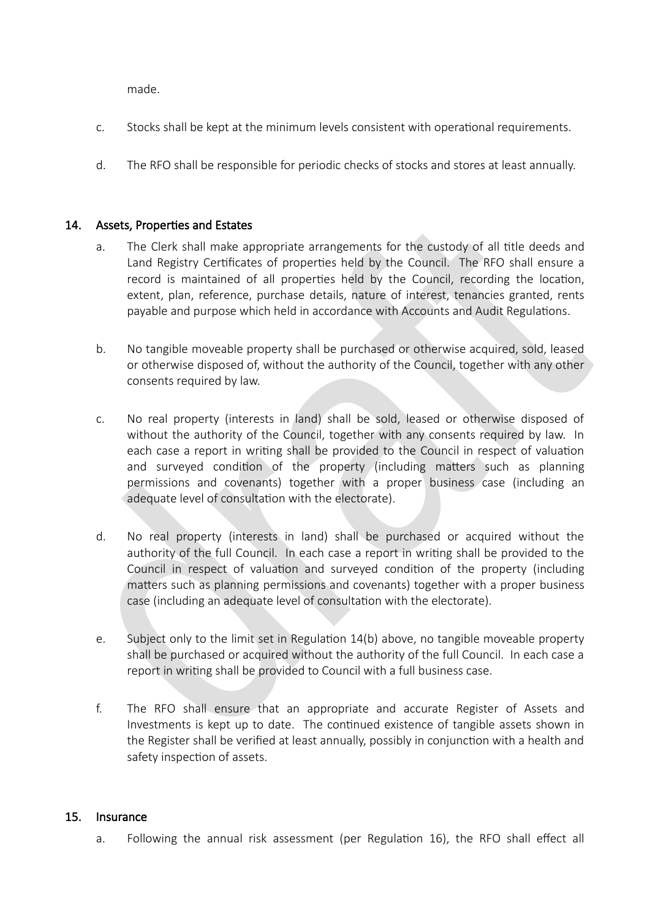made.

c. Stocks shall be kept at the minimum levels consistent with operational requirements.

d. The RFO shall be responsible for periodic checks of stocks and stores at least annually.

## 14. Assets, Properties and Estates

a. The Clerk shall make appropriate arrangements for the custody of all title deeds and Land Registry Certificates of properties held by the Council. The RFO shall ensure a record is maintained of all properties held by the Council, recording the location, extent, plan, reference, purchase details, nature of interest, tenancies granted, rents payable and purpose which held in accordance with Accounts and Audit Regulations.

b. No tangible moveable property shall be purchased or otherwise acquired, sold, leased or otherwise disposed of, without the authority of the Council, together with any other consents required by law.

c. No real property (interests in land) shall be sold, leased or otherwise disposed of without the authority of the Council, together with any consents required by law. In each case a report in writing shall be provided to the Council in respect of valuation and surveyed condition of the property (including matters such as planning permissions and covenants) together with a proper business case (including an adequate level of consultation with the electorate).

d. No real property (interests in land) shall be purchased or acquired without the authority of the full Council. In each case a report in writing shall be provided to the Council in respect of valuation and surveyed condition of the property (including matters such as planning permissions and covenants) together with a proper business case (including an adequate level of consultation with the electorate).

e. Subject only to the limit set in Regulation 14(b) above, no tangible moveable property shall be purchased or acquired without the authority of the full Council. In each case a report in writing shall be provided to Council with a full business case.

f. The RFO shall ensure that an appropriate and accurate Register of Assets and Investments is kept up to date. The continued existence of tangible assets shown in the Register shall be verified at least annually, possibly in conjunction with a health and safety inspection of assets.

## 15. Insurance

a. Following the annual risk assessment (per Regulation 16), the RFO shall effect all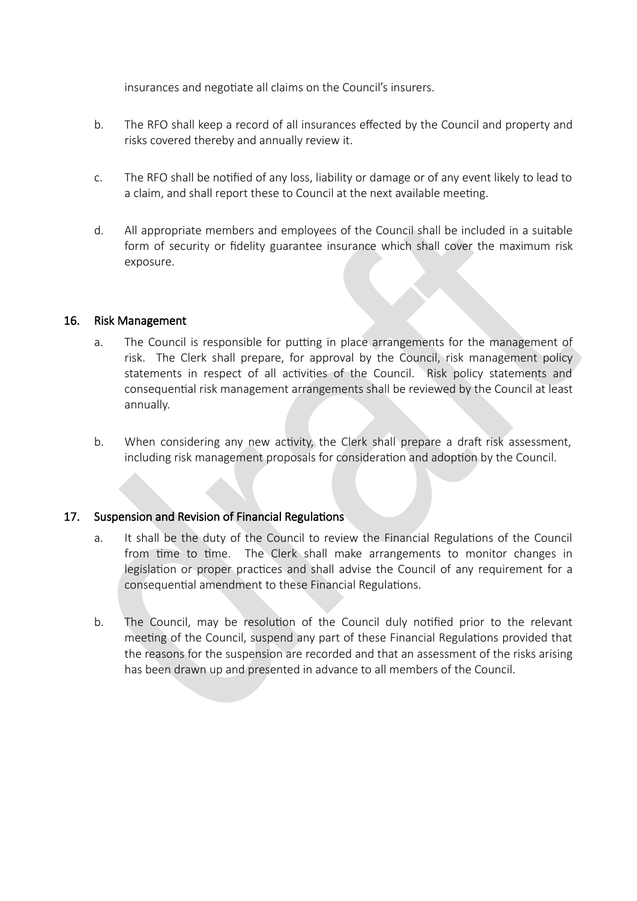insurances and negotiate all claims on the Council's insurers.

b. The RFO shall keep a record of all insurances effected by the Council and property and risks covered thereby and annually review it.

c. The RFO shall be notified of any loss, liability or damage or of any event likely to lead to a claim, and shall report these to Council at the next available meeting.

d. All appropriate members and employees of the Council shall be included in a suitable form of security or fidelity guarantee insurance which shall cover the maximum risk exposure.

## 16. Risk Management

a. The Council is responsible for putting in place arrangements for the management of risk. The Clerk shall prepare, for approval by the Council, risk management policy statements in respect of all activities of the Council. Risk policy statements and consequential risk management arrangements shall be reviewed by the Council at least annually.

b. When considering any new activity, the Clerk shall prepare a draft risk assessment, including risk management proposals for consideration and adoption by the Council.

## 17. Suspension and Revision of Financial Regulations

a. It shall be the duty of the Council to review the Financial Regulations of the Council from time to time. The Clerk shall make arrangements to monitor changes in legislation or proper practices and shall advise the Council of any requirement for a consequential amendment to these Financial Regulations.

b. The Council, may be resolution of the Council duly notified prior to the relevant meeting of the Council, suspend any part of these Financial Regulations provided that the reasons for the suspension are recorded and that an assessment of the risks arising has been drawn up and presented in advance to all members of the Council.